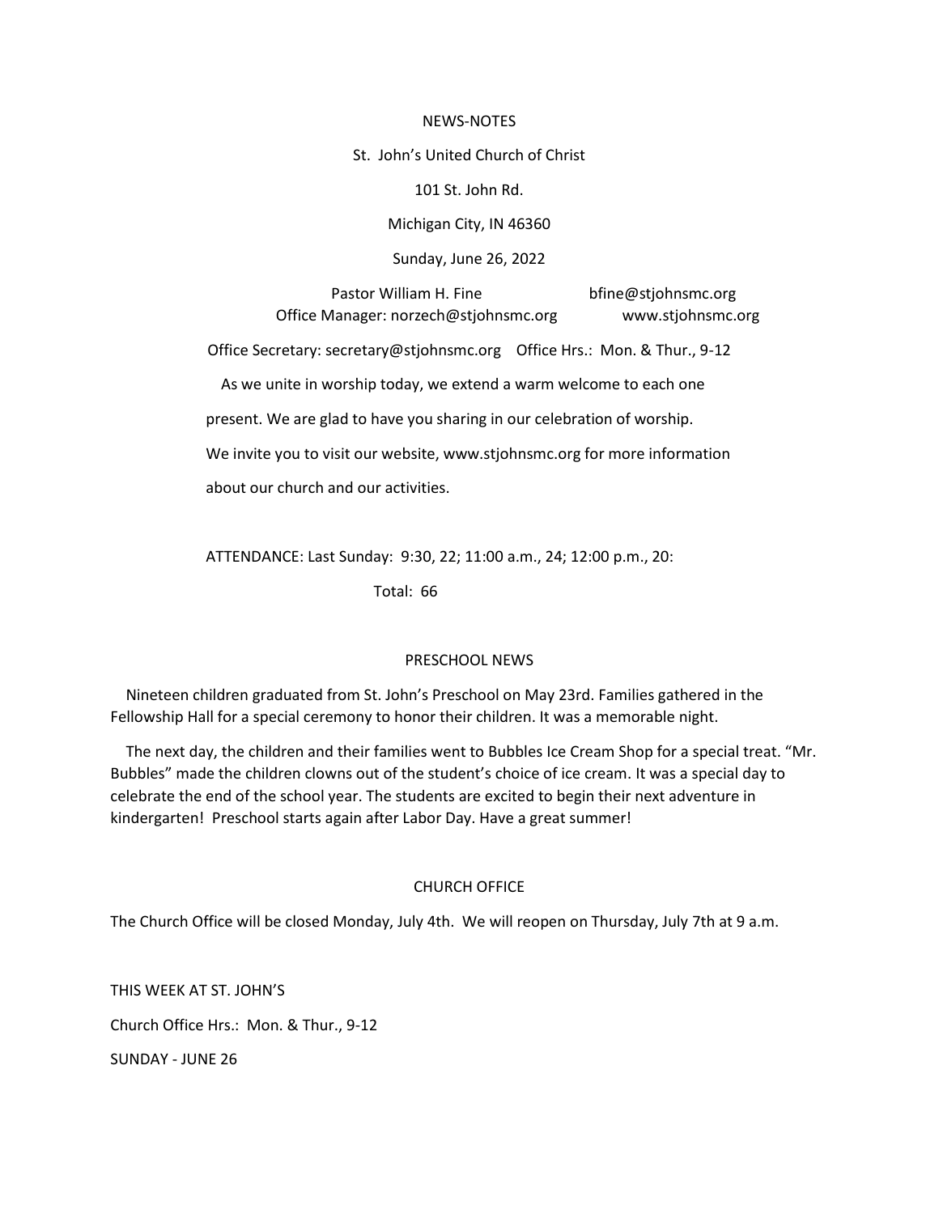# NEWS-NOTES

St. John's United Church of Christ

101 St. John Rd.

Michigan City, IN 46360

Sunday, June 26, 2022

Pastor William H. Fine bfine@stjohnsmc.org
Office Manager: norzech@stjohnsmc.org www.stjohnsmc.org

Office Secretary: secretary@stjohnsmc.org Office Hrs.: Mon. & Thur., 9-12

As we unite in worship today, we extend a warm welcome to each one present. We are glad to have you sharing in our celebration of worship. We invite you to visit our website, www.stjohnsmc.org for more information about our church and our activities.

ATTENDANCE: Last Sunday: 9:30, 22; 11:00 a.m., 24; 12:00 p.m., 20:

Total: 66

## PRESCHOOL NEWS

Nineteen children graduated from St. John's Preschool on May 23rd. Families gathered in the Fellowship Hall for a special ceremony to honor their children. It was a memorable night.

The next day, the children and their families went to Bubbles Ice Cream Shop for a special treat. "Mr. Bubbles" made the children clowns out of the student's choice of ice cream. It was a special day to celebrate the end of the school year. The students are excited to begin their next adventure in kindergarten! Preschool starts again after Labor Day. Have a great summer!

## CHURCH OFFICE

The Church Office will be closed Monday, July 4th. We will reopen on Thursday, July 7th at 9 a.m.

## THIS WEEK AT ST. JOHN'S

Church Office Hrs.: Mon. & Thur., 9-12

SUNDAY - JUNE 26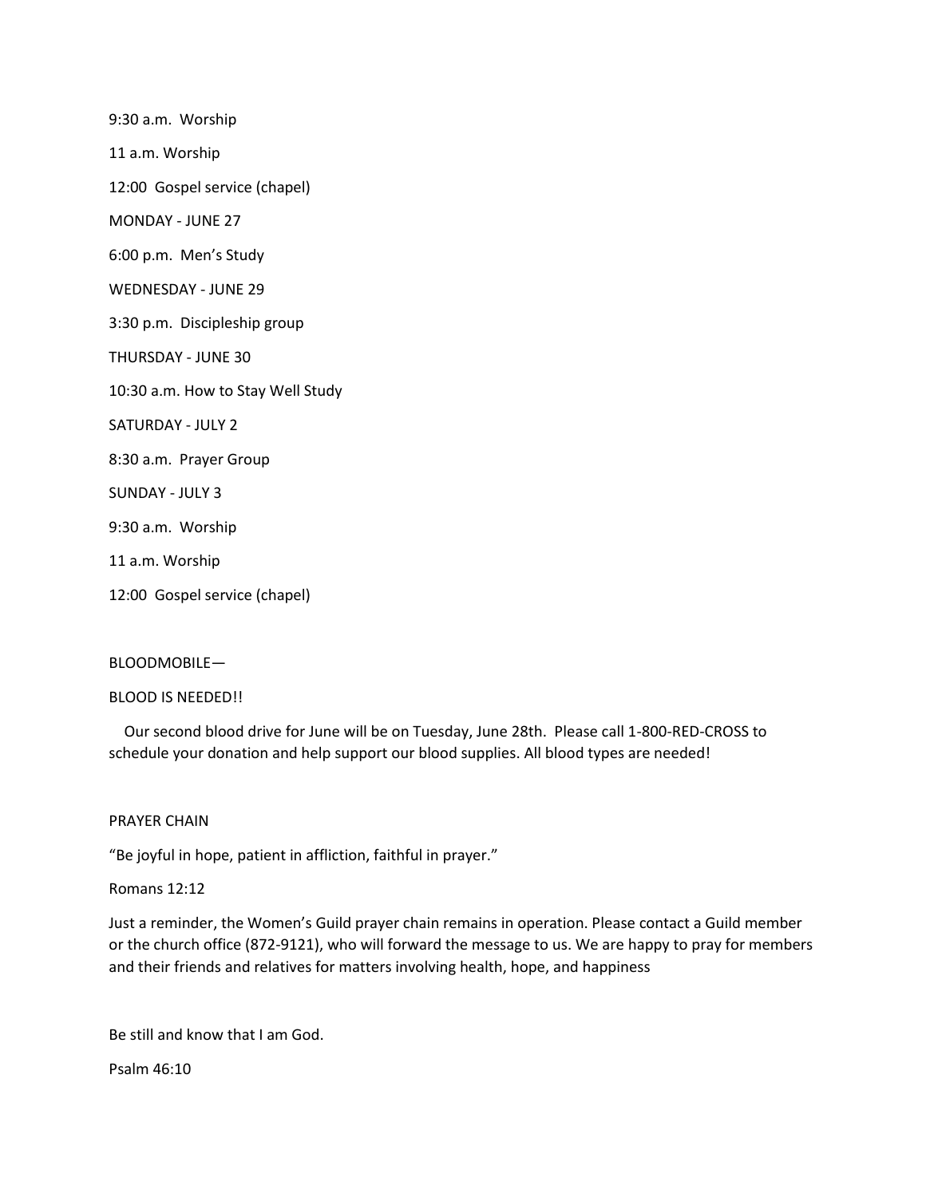9:30 a.m. Worship

11 a.m. Worship

12:00 Gospel service (chapel)

MONDAY - JUNE 27

6:00 p.m. Men's Study

WEDNESDAY - JUNE 29

3:30 p.m. Discipleship group

THURSDAY - JUNE 30

10:30 a.m. How to Stay Well Study

SATURDAY - JULY 2

8:30 a.m. Prayer Group

SUNDAY - JULY 3

9:30 a.m. Worship

11 a.m. Worship

12:00 Gospel service (chapel)

BLOODMOBILE—

BLOOD IS NEEDED!!

Our second blood drive for June will be on Tuesday, June 28th. Please call 1-800-RED-CROSS to schedule your donation and help support our blood supplies. All blood types are needed!

PRAYER CHAIN

"Be joyful in hope, patient in affliction, faithful in prayer."

Romans 12:12

Just a reminder, the Women's Guild prayer chain remains in operation. Please contact a Guild member or the church office (872-9121), who will forward the message to us. We are happy to pray for members and their friends and relatives for matters involving health, hope, and happiness

Be still and know that I am God.

Psalm 46:10